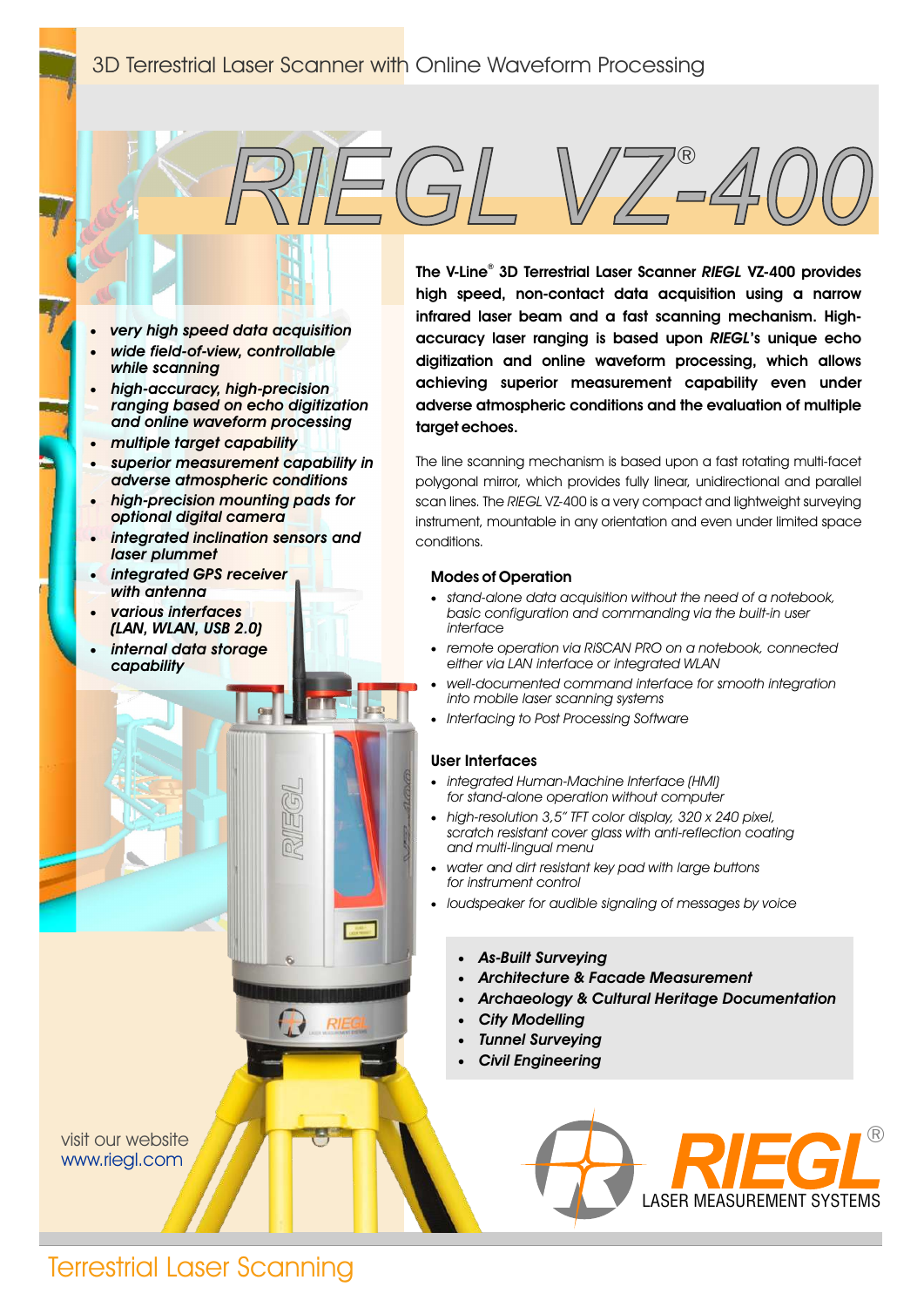3D Terrestrial Laser Scanner with Online Waveform Processing

# RIEGL VZ®-400

- *very high speed data acquisition*
- *wide field-of-view, controllable while scanning*
- *high-accuracy, high-precision ranging based on echo digitization and online waveform processing*
- *multiple target capability*
- *superior measurement capability in adverse atmospheric conditions*
- *high-precision mounting pads for optional digital camera*
- *integrated inclination sensors and laser plummet*
- *integrated GPS receiver with antenna*
- *various interfaces (LAN, WLAN, USB 2.0)*
- *internal data storage capability*

**The V-Line® 3D Terrestrial Laser Scanner *RIEGL* VZ-400 provides high speed, non-contact data acquisition using a narrow infrared laser beam and a fast scanning mechanism. High-accuracy laser ranging is based upon *RIEGL*'s unique echo digitization and online waveform processing, which allows achieving superior measurement capability even under adverse atmospheric conditions and the evaluation of multiple target echoes.**

The line scanning mechanism is based upon a fast rotating multi-facet polygonal mirror, which provides fully linear, unidirectional and parallel scan lines. The *RIEGL* VZ-400 is a very compact and lightweight surveying instrument, mountable in any orientation and even under limited space conditions.

## Modes of Operation

- *stand-alone data acquisition without the need of a notebook, basic configuration and commanding via the built-in user interface*
- *remote operation via RiSCAN PRO on a notebook, connected either via LAN interface or integrated WLAN*
- *well-documented command interface for smooth integration into mobile laser scanning systems*
- *Interfacing to Post Processing Software*

## User Interfaces

- *integrated Human-Machine Interface (HMI) for stand-alone operation without computer*
- *high-resolution 3,5" TFT color display, 320 x 240 pixel, scratch resistant cover glass with anti-reflection coating and multi-lingual menu*
- *water and dirt resistant key pad with large buttons for instrument control*
- *loudspeaker for audible signaling of messages by voice*

- ***As-Built Surveying***
- ***Architecture & Facade Measurement***
- ***Archaeology & Cultural Heritage Documentation***
- ***City Modelling***
- ***Tunnel Surveying***
- ***Civil Engineering***

visit our website
www.riegl.com

RIEGL®
LASER MEASUREMENT SYSTEMS

Terrestrial Laser Scanning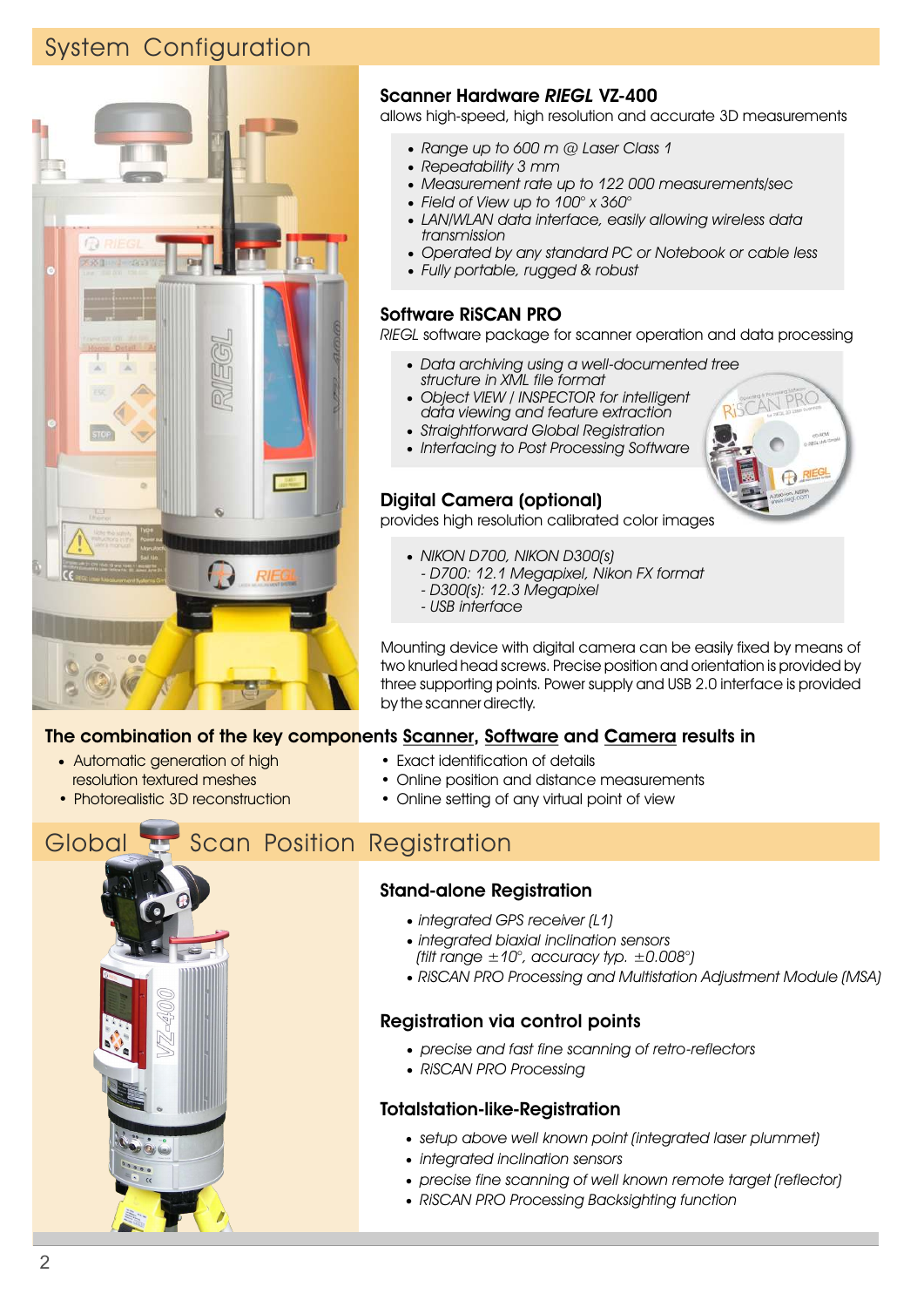# System Configuration

## Scanner Hardware *RIEGL* VZ-400

allows high-speed, high resolution and accurate 3D measurements

- *Range up to 600 m @ Laser Class 1*
- *Repeatability 3 mm*
- *Measurement rate up to 122 000 measurements/sec*
- *Field of View up to 100° x 360°*
- *LAN/WLAN data interface, easily allowing wireless data transmission*
- *Operated by any standard PC or Notebook or cable less*
- *Fully portable, rugged & robust*

## Software RiSCAN PRO

*RIEGL* software package for scanner operation and data processing

- *Data archiving using a well-documented tree structure in XML file format*
- *Object VIEW / INSPECTOR for intelligent data viewing and feature extraction*
- *Straightforward Global Registration*
- *Interfacing to Post Processing Software*

## Digital Camera (optional)

provides high resolution calibrated color images

- *NIKON D700, NIKON D300(s)*
  - *D700: 12.1 Megapixel, Nikon FX format*
  - *D300(s): 12.3 Megapixel*
  - *USB interface*

Mounting device with digital camera can be easily fixed by means of two knurled head screws. Precise position and orientation is provided by three supporting points. Power supply and USB 2.0 interface is provided by the scanner directly.

**The combination of the key components Scanner, Software and Camera results in**

- Automatic generation of high resolution textured meshes
- Photorealistic 3D reconstruction
- Exact identification of details
- Online position and distance measurements
- Online setting of any virtual point of view

# Global Scan Position Registration

## Stand-alone Registration

- *integrated GPS receiver (L1)*
- *integrated biaxial inclination sensors (tilt range ±10°, accuracy typ. ±0.008°)*
- *RiSCAN PRO Processing and Multistation Adjustment Module (MSA)*

## Registration via control points

- *precise and fast fine scanning of retro-reflectors*
- *RiSCAN PRO Processing*

## Totalstation-like-Registration

- *setup above well known point (integrated laser plummet)*
- *integrated inclination sensors*
- *precise fine scanning of well known remote target (reflector)*
- *RiSCAN PRO Processing Backsighting function*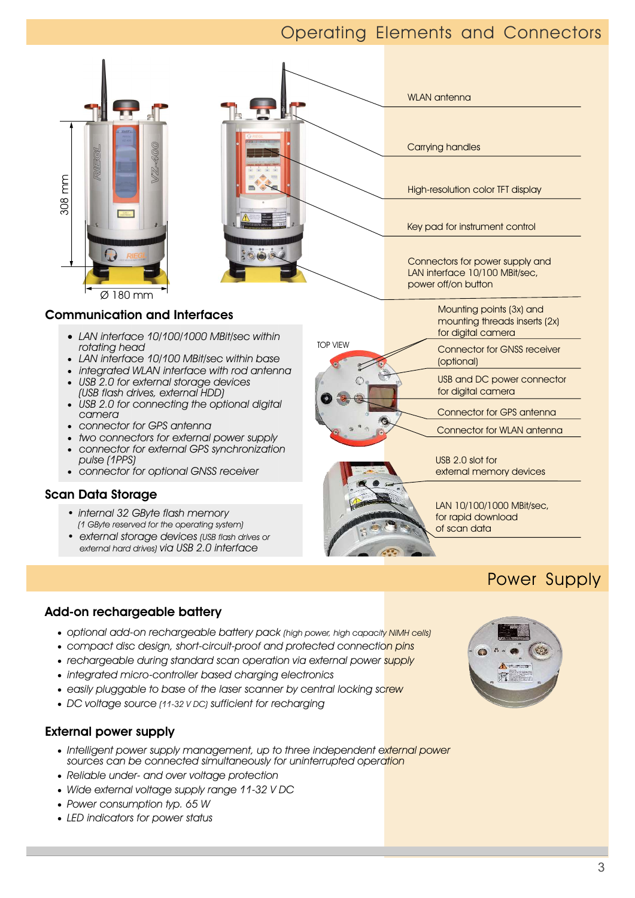# Operating Elements and Connectors

308 mm

Ø 180 mm

WLAN antenna

Carrying handles

High-resolution color TFT display

Key pad for instrument control

Connectors for power supply and LAN interface 10/100 MBit/sec, power off/on button

TOP VIEW

Mounting points (3x) and mounting threads inserts (2x) for digital camera

Connector for GNSS receiver (optional)

USB and DC power connector for digital camera

Connector for GPS antenna

Connector for WLAN antenna

USB 2.0 slot for external memory devices

LAN 10/100/1000 MBit/sec, for rapid download of scan data

## Communication and Interfaces

- *LAN interface 10/100/1000 MBit/sec within rotating head*
- *LAN interface 10/100 MBit/sec within base*
- *integrated WLAN interface with rod antenna*
- *USB 2.0 for external storage devices (USB flash drives, external HDD)*
- *USB 2.0 for connecting the optional digital camera*
- *connector for GPS antenna*
- *two connectors for external power supply*
- *connector for external GPS synchronization pulse (1PPS)*
- *connector for optional GNSS receiver*

## Scan Data Storage

- *internal 32 GByte flash memory (1 GByte reserved for the operating system)*
- *external storage devices (USB flash drives or external hard drives) via USB 2.0 interface*

# Power Supply

## Add-on rechargeable battery

- *optional add-on rechargeable battery pack (high power, high capacity NiMH cells)*
- *compact disc design, short-circuit-proof and protected connection pins*
- *rechargeable during standard scan operation via external power supply*
- *integrated micro-controller based charging electronics*
- *easily pluggable to base of the laser scanner by central locking screw*
- *DC voltage source (11-32 V DC) sufficient for recharging*

## External power supply

- *Intelligent power supply management, up to three independent external power sources can be connected simultaneously for uninterrupted operation*
- *Reliable under- and over voltage protection*
- *Wide external voltage supply range 11-32 V DC*
- *Power consumption typ. 65 W*
- *LED indicators for power status*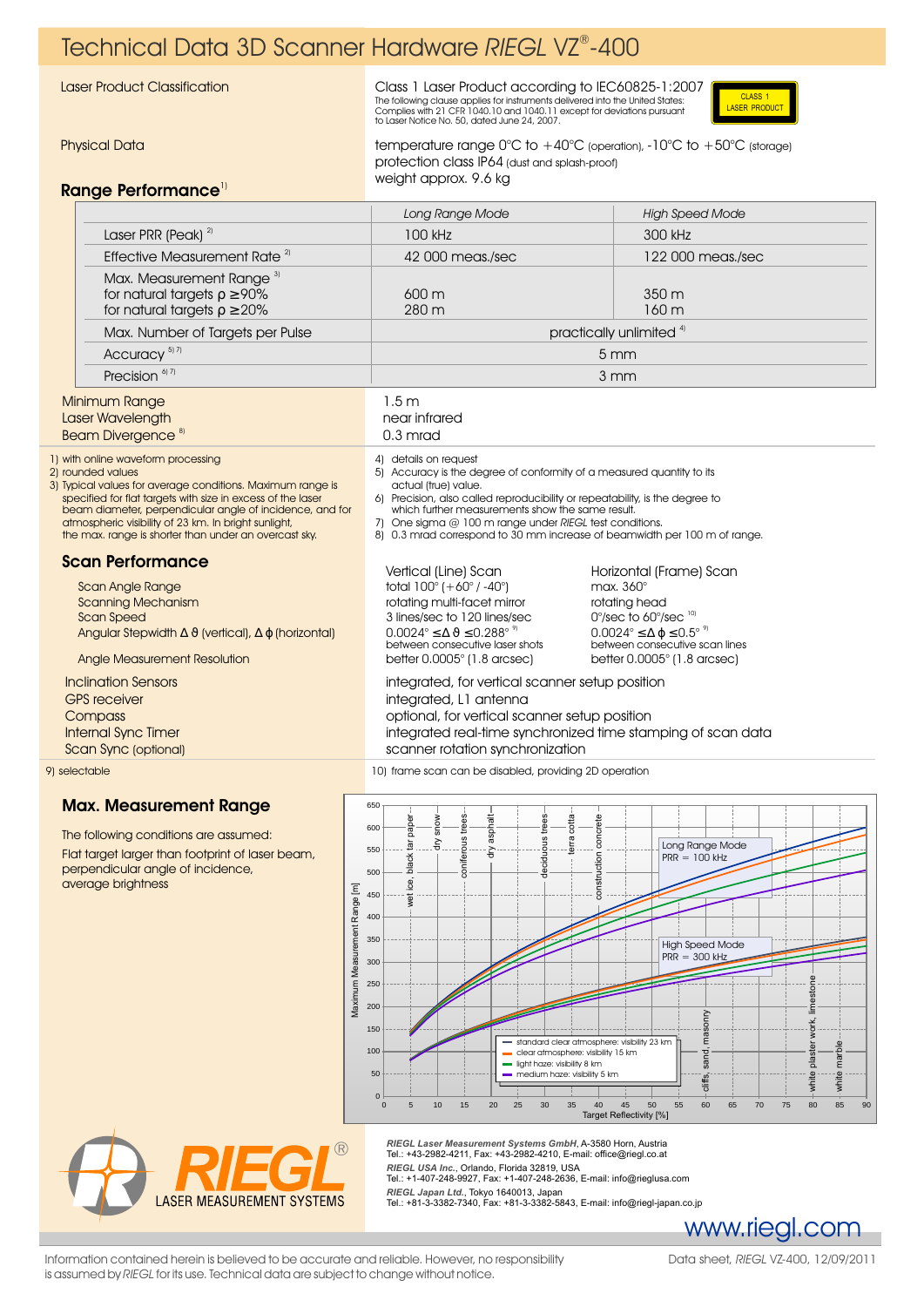# Technical Data 3D Scanner Hardware *RIEGL* VZ®-400

Laser Product Classification

Class 1 Laser Product according to IEC60825-1:2007
The following clause applies for instruments delivered into the United States: Complies with 21 CFR 1040.10 and 1040.11 except for deviations pursuant to Laser Notice No. 50, dated June 24, 2007.

CLASS 1 LASER PRODUCT

Physical Data

temperature range 0°C to +40°C (operation), -10°C to +50°C (storage)
protection class IP64 (dust and splash-proof)
weight approx. 9.6 kg

## Range Performance[1]

| | Long Range Mode | High Speed Mode |
|---|---|---|
| Laser PRR (Peak) [2] | 100 kHz | 300 kHz |
| Effective Measurement Rate [2] | 42 000 meas./sec | 122 000 meas./sec |
| Max. Measurement Range [3] for natural targets $\rho \geq 90\%$ for natural targets $\rho \geq 20\%$ | 600 m 280 m | 350 m 160 m |
| Max. Number of Targets per Pulse | practically unlimited [4] | |
| Accuracy [5) 7)] | 5 mm | |
| Precision [6) 7)] | 3 mm | |

Minimum Range: 1.5 m
Laser Wavelength: near infrared
Beam Divergence [8]: 0.3 mrad

1) with online waveform processing
2) rounded values
3) Typical values for average conditions. Maximum range is specified for flat targets with size in excess of the laser beam diameter, perpendicular angle of incidence, and for atmospheric visibility of 23 km. In bright sunlight, the max. range is shorter than under an overcast sky.
4) details on request
5) Accuracy is the degree of conformity of a measured quantity to its actual (true) value.
6) Precision, also called reproducibility or repeatability, is the degree to which further measurements show the same result.
7) One sigma @ 100 m range under *RIEGL* test conditions.
8) 0.3 mrad correspond to 30 mm increase of beamwidth per 100 m of range.

## Scan Performance

| | Vertical (Line) Scan | Horizontal (Frame) Scan |
|---|---|---|
| Scan Angle Range | total 100° (+60° / -40°) | max. 360° |
| Scanning Mechanism | rotating multi-facet mirror | rotating head |
| Scan Speed | 3 lines/sec to 120 lines/sec | 0°/sec to 60°/sec [10] |
| Angular Stepwidth $\Delta\vartheta$ (vertical), $\Delta\varphi$ (horizontal) | $0.0024° \leq \Delta\vartheta \leq 0.288°$ [9] between consecutive laser shots | $0.0024° \leq \Delta\varphi \leq 0.5°$ [9] between consecutive scan lines |
| Angle Measurement Resolution | better 0.0005° (1.8 arcsec) | better 0.0005° (1.8 arcsec) |

Inclination Sensors: integrated, for vertical scanner setup position
GPS receiver: integrated, L1 antenna
Compass: optional, for vertical scanner setup position
Internal Sync Timer: integrated real-time synchronized time stamping of scan data
Scan Sync (optional): scanner rotation synchronization

9) selectable
10) frame scan can be disabled, providing 2D operation

## Max. Measurement Range

The following conditions are assumed:

Flat target larger than footprint of laser beam, perpendicular angle of incidence, average brightness

Maximum Measurement Range [m]
Target Reflectivity [%]
wet ice, black tar paper
dry snow
coniferous trees
dry asphalt
deciduous trees
terra cotta
construction concrete
cliffs, sand, masonry
white plaster work, limestone
white marble
Long Range Mode PRR = 100 kHz
High Speed Mode PRR = 300 kHz
standard clear atmosphere: visibility 23 km
clear atmosphere: visibility 15 km
light haze: visibility 8 km
medium haze: visibility 5 km

RIEGL® LASER MEASUREMENT SYSTEMS

*RIEGL Laser Measurement Systems GmbH*, A-3580 Horn, Austria
Tel.: +43-2982-4211, Fax: +43-2982-4210, E-mail: office@riegl.co.at
*RIEGL USA Inc.*, Orlando, Florida 32819, USA
Tel.: +1-407-248-9927, Fax: +1-407-248-2636, E-mail: info@rieglusa.com
*RIEGL Japan Ltd.*, Tokyo 1640013, Japan
Tel.: +81-3-3382-7340, Fax: +81-3-3382-5843, E-mail: info@riegl-japan.co.jp

www.riegl.com

Information contained herein is believed to be accurate and reliable. However, no responsibility is assumed by *RIEGL* for its use. Technical data are subject to change without notice.

Data sheet, *RIEGL* VZ-400, 12/09/2011